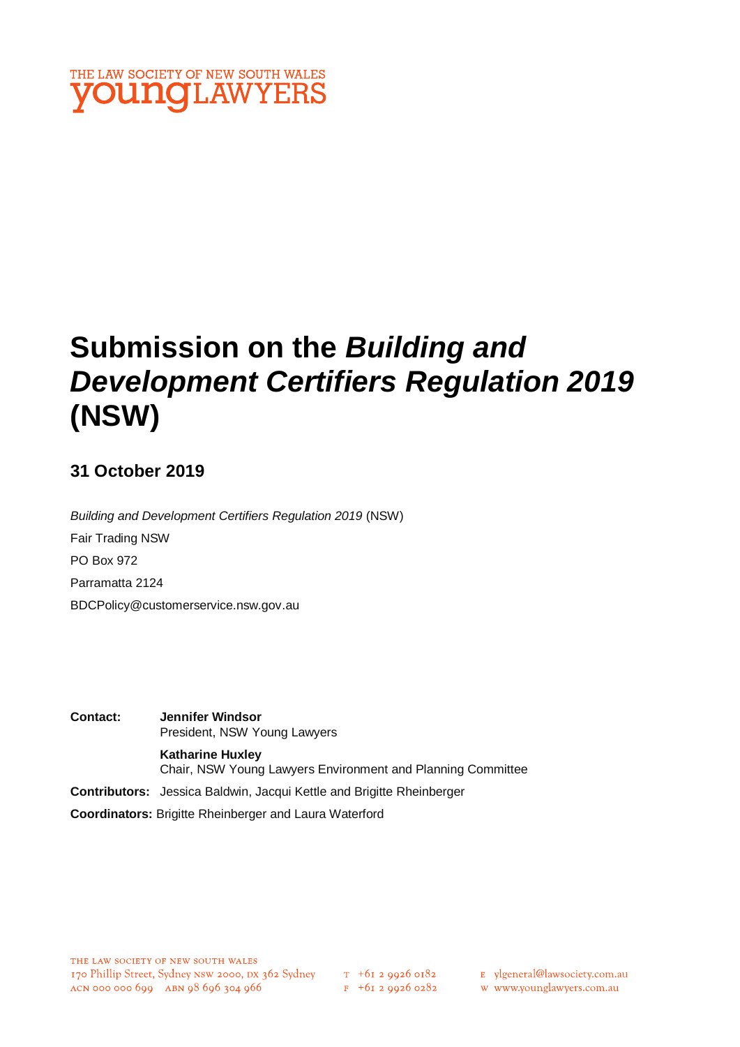THE LAW SOCIETY OF NEW SOUTH WALES
young LAWYERS

# Submission on the *Building and Development Certifiers Regulation 2019* (NSW)

## 31 October 2019

*Building and Development Certifiers Regulation 2019* (NSW)
Fair Trading NSW
PO Box 972
Parramatta 2124
BDCPolicy@customerservice.nsw.gov.au

**Contact:** **Jennifer Windsor**
President, NSW Young Lawyers

**Katharine Huxley**
Chair, NSW Young Lawyers Environment and Planning Committee

**Contributors:** Jessica Baldwin, Jacqui Kettle and Brigitte Rheinberger

**Coordinators:** Brigitte Rheinberger and Laura Waterford

THE LAW SOCIETY OF NEW SOUTH WALES
170 Phillip Street, Sydney NSW 2000, DX 362 Sydney
ACN 000 000 699 ABN 98 696 304 966
T +61 2 9926 0182
F +61 2 9926 0282
E ylgeneral@lawsociety.com.au
W www.younglawyers.com.au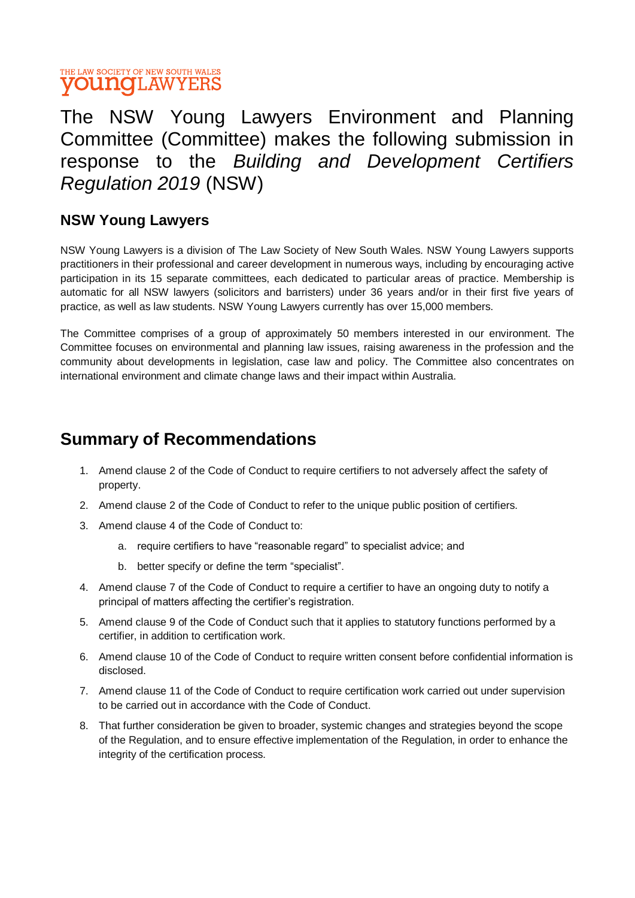THE LAW SOCIETY OF NEW SOUTH WALES
youngLAWYERS

# The NSW Young Lawyers Environment and Planning Committee (Committee) makes the following submission in response to the *Building and Development Certifiers Regulation 2019* (NSW)

## NSW Young Lawyers

NSW Young Lawyers is a division of The Law Society of New South Wales. NSW Young Lawyers supports practitioners in their professional and career development in numerous ways, including by encouraging active participation in its 15 separate committees, each dedicated to particular areas of practice. Membership is automatic for all NSW lawyers (solicitors and barristers) under 36 years and/or in their first five years of practice, as well as law students. NSW Young Lawyers currently has over 15,000 members.

The Committee comprises of a group of approximately 50 members interested in our environment. The Committee focuses on environmental and planning law issues, raising awareness in the profession and the community about developments in legislation, case law and policy. The Committee also concentrates on international environment and climate change laws and their impact within Australia.

## Summary of Recommendations

1. Amend clause 2 of the Code of Conduct to require certifiers to not adversely affect the safety of property.
2. Amend clause 2 of the Code of Conduct to refer to the unique public position of certifiers.
3. Amend clause 4 of the Code of Conduct to:
    a. require certifiers to have "reasonable regard" to specialist advice; and
    b. better specify or define the term "specialist".
4. Amend clause 7 of the Code of Conduct to require a certifier to have an ongoing duty to notify a principal of matters affecting the certifier's registration.
5. Amend clause 9 of the Code of Conduct such that it applies to statutory functions performed by a certifier, in addition to certification work.
6. Amend clause 10 of the Code of Conduct to require written consent before confidential information is disclosed.
7. Amend clause 11 of the Code of Conduct to require certification work carried out under supervision to be carried out in accordance with the Code of Conduct.
8. That further consideration be given to broader, systemic changes and strategies beyond the scope of the Regulation, and to ensure effective implementation of the Regulation, in order to enhance the integrity of the certification process.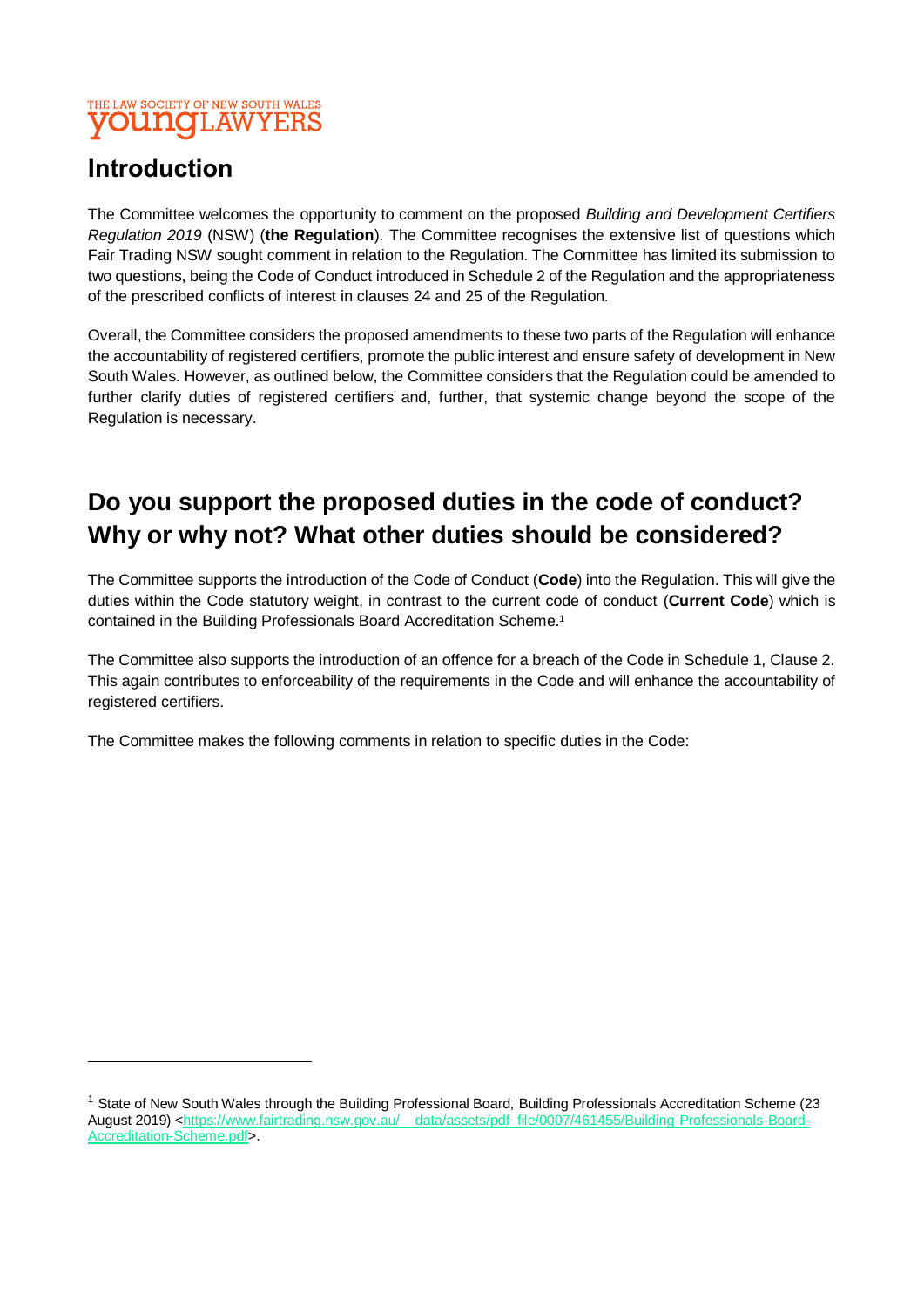## Introduction

The Committee welcomes the opportunity to comment on the proposed *Building and Development Certifiers Regulation 2019* (NSW) (**the Regulation**). The Committee recognises the extensive list of questions which Fair Trading NSW sought comment in relation to the Regulation. The Committee has limited its submission to two questions, being the Code of Conduct introduced in Schedule 2 of the Regulation and the appropriateness of the prescribed conflicts of interest in clauses 24 and 25 of the Regulation.

Overall, the Committee considers the proposed amendments to these two parts of the Regulation will enhance the accountability of registered certifiers, promote the public interest and ensure safety of development in New South Wales. However, as outlined below, the Committee considers that the Regulation could be amended to further clarify duties of registered certifiers and, further, that systemic change beyond the scope of the Regulation is necessary.

## Do you support the proposed duties in the code of conduct? Why or why not? What other duties should be considered?

The Committee supports the introduction of the Code of Conduct (**Code**) into the Regulation. This will give the duties within the Code statutory weight, in contrast to the current code of conduct (**Current Code**) which is contained in the Building Professionals Board Accreditation Scheme.[1]

The Committee also supports the introduction of an offence for a breach of the Code in Schedule 1, Clause 2. This again contributes to enforceability of the requirements in the Code and will enhance the accountability of registered certifiers.

The Committee makes the following comments in relation to specific duties in the Code:

[1] State of New South Wales through the Building Professional Board, Building Professionals Accreditation Scheme (23 August 2019) <https://www.fairtrading.nsw.gov.au/__data/assets/pdf_file/0007/461455/Building-Professionals-Board-Accreditation-Scheme.pdf>.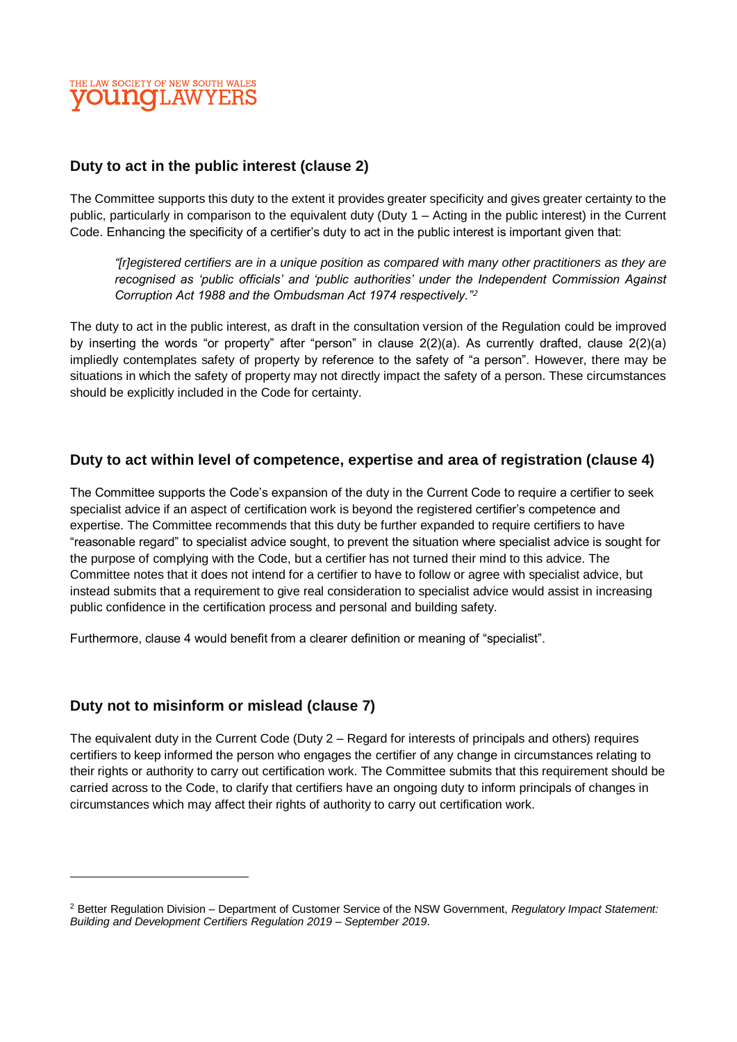## Duty to act in the public interest (clause 2)

The Committee supports this duty to the extent it provides greater specificity and gives greater certainty to the public, particularly in comparison to the equivalent duty (Duty 1 – Acting in the public interest) in the Current Code. Enhancing the specificity of a certifier's duty to act in the public interest is important given that:

> *"[r]egistered certifiers are in a unique position as compared with many other practitioners as they are recognised as 'public officials' and 'public authorities' under the Independent Commission Against Corruption Act 1988 and the Ombudsman Act 1974 respectively."*[2]

The duty to act in the public interest, as draft in the consultation version of the Regulation could be improved by inserting the words "or property" after "person" in clause 2(2)(a). As currently drafted, clause 2(2)(a) impliedly contemplates safety of property by reference to the safety of "a person". However, there may be situations in which the safety of property may not directly impact the safety of a person. These circumstances should be explicitly included in the Code for certainty.

## Duty to act within level of competence, expertise and area of registration (clause 4)

The Committee supports the Code's expansion of the duty in the Current Code to require a certifier to seek specialist advice if an aspect of certification work is beyond the registered certifier's competence and expertise. The Committee recommends that this duty be further expanded to require certifiers to have "reasonable regard" to specialist advice sought, to prevent the situation where specialist advice is sought for the purpose of complying with the Code, but a certifier has not turned their mind to this advice. The Committee notes that it does not intend for a certifier to have to follow or agree with specialist advice, but instead submits that a requirement to give real consideration to specialist advice would assist in increasing public confidence in the certification process and personal and building safety.

Furthermore, clause 4 would benefit from a clearer definition or meaning of "specialist".

## Duty not to misinform or mislead (clause 7)

The equivalent duty in the Current Code (Duty 2 – Regard for interests of principals and others) requires certifiers to keep informed the person who engages the certifier of any change in circumstances relating to their rights or authority to carry out certification work. The Committee submits that this requirement should be carried across to the Code, to clarify that certifiers have an ongoing duty to inform principals of changes in circumstances which may affect their rights of authority to carry out certification work.

---

[2] Better Regulation Division – Department of Customer Service of the NSW Government, *Regulatory Impact Statement: Building and Development Certifiers Regulation 2019 – September 2019*.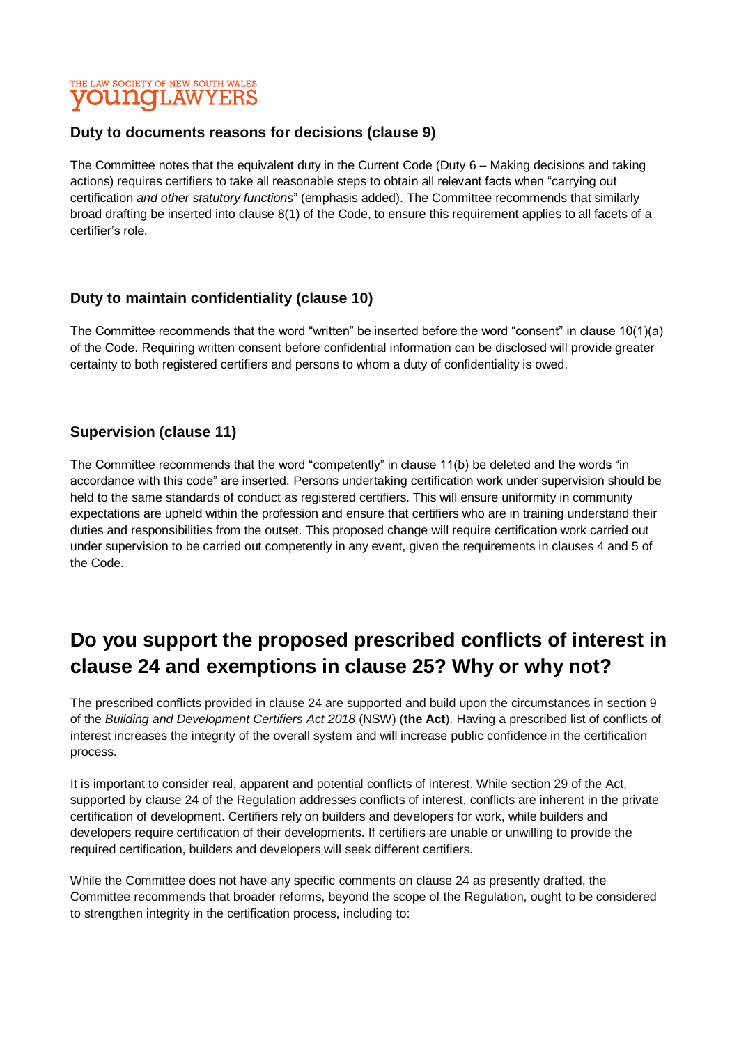### Duty to documents reasons for decisions (clause 9)

The Committee notes that the equivalent duty in the Current Code (Duty 6 – Making decisions and taking actions) requires certifiers to take all reasonable steps to obtain all relevant facts when "carrying out certification *and other statutory functions*" (emphasis added). The Committee recommends that similarly broad drafting be inserted into clause 8(1) of the Code, to ensure this requirement applies to all facets of a certifier's role.

### Duty to maintain confidentiality (clause 10)

The Committee recommends that the word "written" be inserted before the word "consent" in clause 10(1)(a) of the Code. Requiring written consent before confidential information can be disclosed will provide greater certainty to both registered certifiers and persons to whom a duty of confidentiality is owed.

### Supervision (clause 11)

The Committee recommends that the word "competently" in clause 11(b) be deleted and the words "in accordance with this code" are inserted. Persons undertaking certification work under supervision should be held to the same standards of conduct as registered certifiers. This will ensure uniformity in community expectations are upheld within the profession and ensure that certifiers who are in training understand their duties and responsibilities from the outset. This proposed change will require certification work carried out under supervision to be carried out competently in any event, given the requirements in clauses 4 and 5 of the Code.

## Do you support the proposed prescribed conflicts of interest in clause 24 and exemptions in clause 25? Why or why not?

The prescribed conflicts provided in clause 24 are supported and build upon the circumstances in section 9 of the *Building and Development Certifiers Act 2018* (NSW) (**the Act**). Having a prescribed list of conflicts of interest increases the integrity of the overall system and will increase public confidence in the certification process.

It is important to consider real, apparent and potential conflicts of interest. While section 29 of the Act, supported by clause 24 of the Regulation addresses conflicts of interest, conflicts are inherent in the private certification of development. Certifiers rely on builders and developers for work, while builders and developers require certification of their developments. If certifiers are unable or unwilling to provide the required certification, builders and developers will seek different certifiers.

While the Committee does not have any specific comments on clause 24 as presently drafted, the Committee recommends that broader reforms, beyond the scope of the Regulation, ought to be considered to strengthen integrity in the certification process, including to: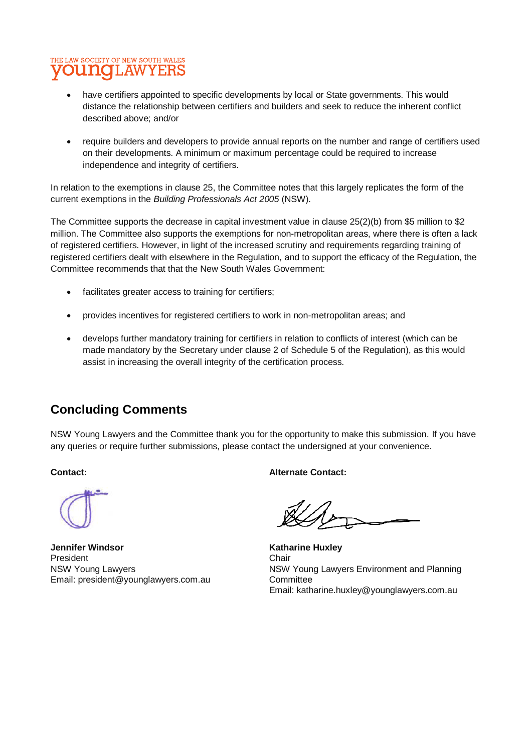- have certifiers appointed to specific developments by local or State governments. This would distance the relationship between certifiers and builders and seek to reduce the inherent conflict described above; and/or

- require builders and developers to provide annual reports on the number and range of certifiers used on their developments. A minimum or maximum percentage could be required to increase independence and integrity of certifiers.

In relation to the exemptions in clause 25, the Committee notes that this largely replicates the form of the current exemptions in the *Building Professionals Act 2005* (NSW).

The Committee supports the decrease in capital investment value in clause 25(2)(b) from $5 million to $2 million. The Committee also supports the exemptions for non-metropolitan areas, where there is often a lack of registered certifiers. However, in light of the increased scrutiny and requirements regarding training of registered certifiers dealt with elsewhere in the Regulation, and to support the efficacy of the Regulation, the Committee recommends that that the New South Wales Government:

- facilitates greater access to training for certifiers;

- provides incentives for registered certifiers to work in non-metropolitan areas; and

- develops further mandatory training for certifiers in relation to conflicts of interest (which can be made mandatory by the Secretary under clause 2 of Schedule 5 of the Regulation), as this would assist in increasing the overall integrity of the certification process.

## Concluding Comments

NSW Young Lawyers and the Committee thank you for the opportunity to make this submission. If you have any queries or require further submissions, please contact the undersigned at your convenience.

**Contact:**

**Jennifer Windsor**
President
NSW Young Lawyers
Email: president@younglawyers.com.au

**Alternate Contact:**

**Katharine Huxley**
Chair
NSW Young Lawyers Environment and Planning Committee
Email: katharine.huxley@younglawyers.com.au